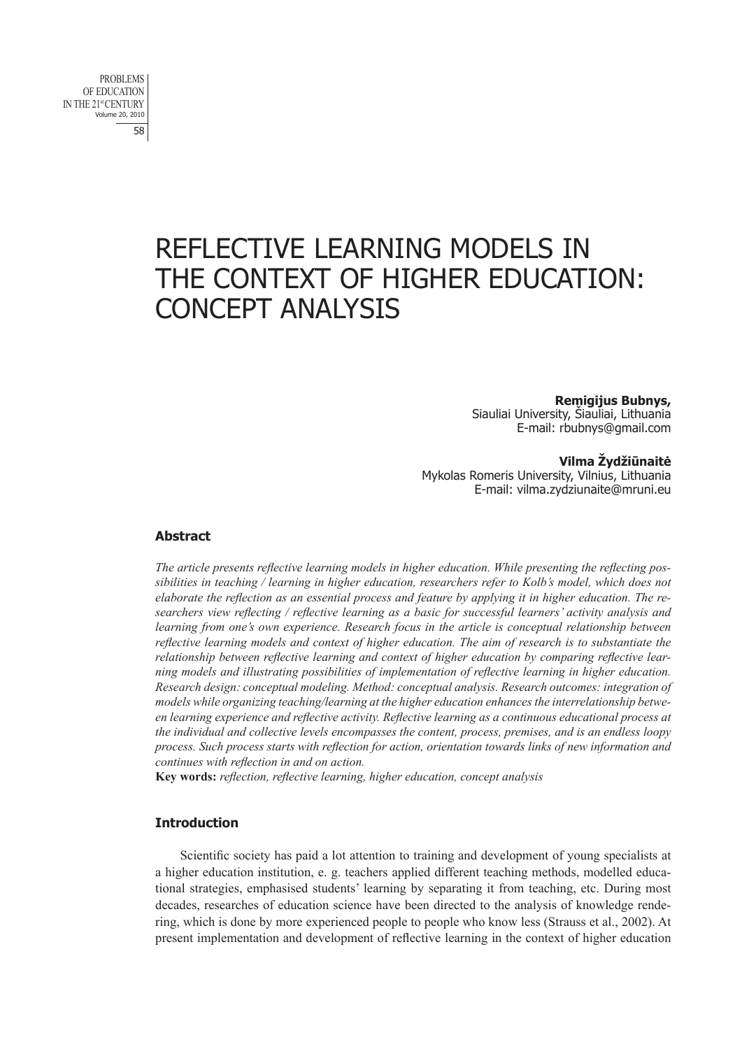# REFLECTIVE LEARNING MODELS IN THE CONTEXT OF HIGHER EDUCATION: CONCEPT ANALYSIS

**Remigijus Bubnys,**
Siauliai University, Šiauliai, Lithuania
E-mail: rbubnys@gmail.com

**Vilma Žydžiūnaitė**
Mykolas Romeris University, Vilnius, Lithuania
E-mail: vilma.zydziunaite@mruni.eu

### Abstract

*The article presents reflective learning models in higher education. While presenting the reflecting possibilities in teaching / learning in higher education, researchers refer to Kolb's model, which does not elaborate the reflection as an essential process and feature by applying it in higher education. The researchers view reflecting / reflective learning as a basic for successful learners' activity analysis and learning from one's own experience. Research focus in the article is conceptual relationship between reflective learning models and context of higher education. The aim of research is to substantiate the relationship between reflective learning and context of higher education by comparing reflective learning models and illustrating possibilities of implementation of reflective learning in higher education. Research design: conceptual modeling. Method: conceptual analysis. Research outcomes: integration of models while organizing teaching/learning at the higher education enhances the interrelationship between learning experience and reflective activity. Reflective learning as a continuous educational process at the individual and collective levels encompasses the content, process, premises, and is an endless loopy process. Such process starts with reflection for action, orientation towards links of new information and continues with reflection in and on action.*

**Key words:** *reflection, reflective learning, higher education, concept analysis*

### Introduction

Scientific society has paid a lot attention to training and development of young specialists at a higher education institution, e. g. teachers applied different teaching methods, modelled educational strategies, emphasised students' learning by separating it from teaching, etc. During most decades, researches of education science have been directed to the analysis of knowledge rendering, which is done by more experienced people to people who know less (Strauss et al., 2002). At present implementation and development of reflective learning in the context of higher education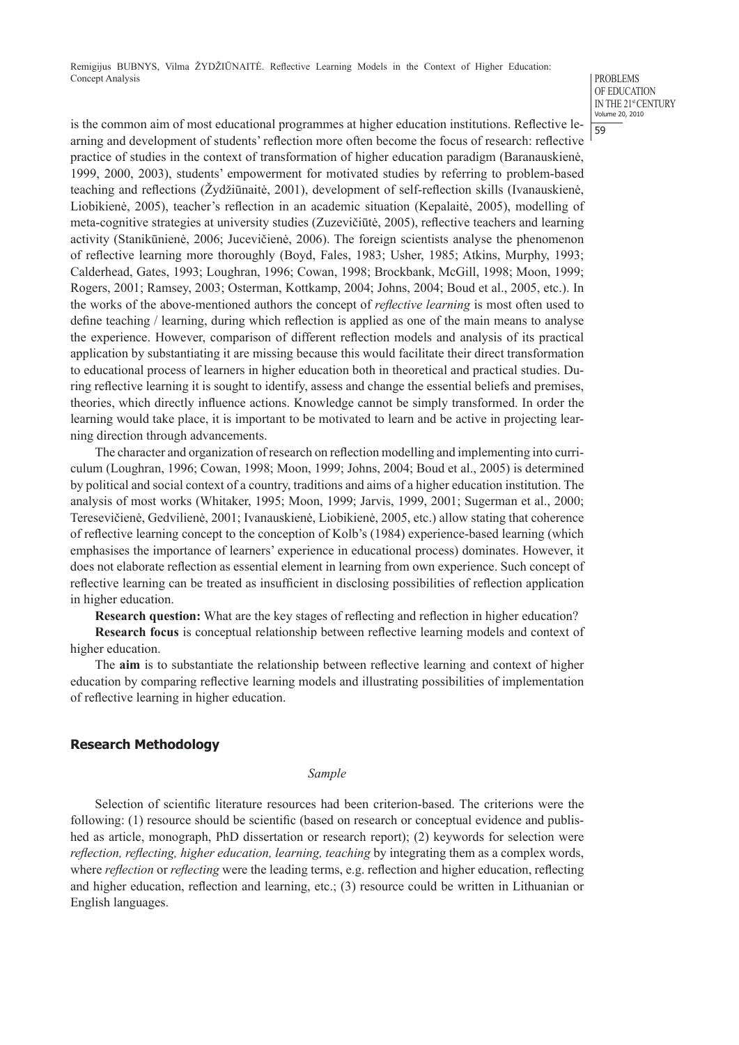is the common aim of most educational programmes at higher education institutions. Reflective learning and development of students' reflection more often become the focus of research: reflective practice of studies in the context of transformation of higher education paradigm (Baranauskienė, 1999, 2000, 2003), students' empowerment for motivated studies by referring to problem-based teaching and reflections (Žydžiūnaitė, 2001), development of self-reflection skills (Ivanauskienė, Liobikienė, 2005), teacher's reflection in an academic situation (Kepalaitė, 2005), modelling of meta-cognitive strategies at university studies (Zuzevičiūtė, 2005), reflective teachers and learning activity (Stanikūnienė, 2006; Jucevičienė, 2006). The foreign scientists analyse the phenomenon of reflective learning more thoroughly (Boyd, Fales, 1983; Usher, 1985; Atkins, Murphy, 1993; Calderhead, Gates, 1993; Loughran, 1996; Cowan, 1998; Brockbank, McGill, 1998; Moon, 1999; Rogers, 2001; Ramsey, 2003; Osterman, Kottkamp, 2004; Johns, 2004; Boud et al., 2005, etc.). In the works of the above-mentioned authors the concept of *reflective learning* is most often used to define teaching / learning, during which reflection is applied as one of the main means to analyse the experience. However, comparison of different reflection models and analysis of its practical application by substantiating it are missing because this would facilitate their direct transformation to educational process of learners in higher education both in theoretical and practical studies. During reflective learning it is sought to identify, assess and change the essential beliefs and premises, theories, which directly influence actions. Knowledge cannot be simply transformed. In order the learning would take place, it is important to be motivated to learn and be active in projecting learning direction through advancements.

The character and organization of research on reflection modelling and implementing into curriculum (Loughran, 1996; Cowan, 1998; Moon, 1999; Johns, 2004; Boud et al., 2005) is determined by political and social context of a country, traditions and aims of a higher education institution. The analysis of most works (Whitaker, 1995; Moon, 1999; Jarvis, 1999, 2001; Sugerman et al., 2000; Teresevičienė, Gedvilienė, 2001; Ivanauskienė, Liobikienė, 2005, etc.) allow stating that coherence of reflective learning concept to the conception of Kolb's (1984) experience-based learning (which emphasises the importance of learners' experience in educational process) dominates. However, it does not elaborate reflection as essential element in learning from own experience. Such concept of reflective learning can be treated as insufficient in disclosing possibilities of reflection application in higher education.

**Research question:** What are the key stages of reflecting and reflection in higher education?

**Research focus** is conceptual relationship between reflective learning models and context of higher education.

The **aim** is to substantiate the relationship between reflective learning and context of higher education by comparing reflective learning models and illustrating possibilities of implementation of reflective learning in higher education.

## Research Methodology

*Sample*

Selection of scientific literature resources had been criterion-based. The criterions were the following: (1) resource should be scientific (based on research or conceptual evidence and published as article, monograph, PhD dissertation or research report); (2) keywords for selection were *reflection, reflecting, higher education, learning, teaching* by integrating them as a complex words, where *reflection* or *reflecting* were the leading terms, e.g. reflection and higher education, reflecting and higher education, reflection and learning, etc.; (3) resource could be written in Lithuanian or English languages.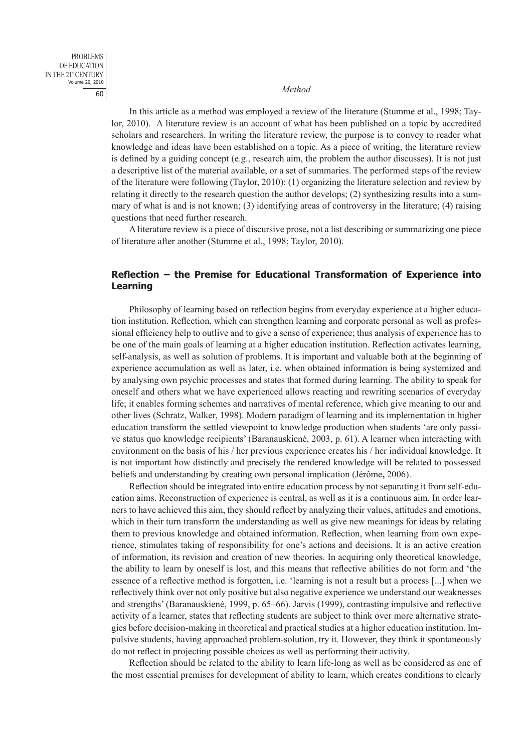*Method*

In this article as a method was employed a review of the literature (Stumme et al., 1998; Taylor, 2010). A literature review is an account of what has been published on a topic by accredited scholars and researchers. In writing the literature review, the purpose is to convey to reader what knowledge and ideas have been established on a topic. As a piece of writing, the literature review is defined by a guiding concept (e.g., research aim, the problem the author discusses). It is not just a descriptive list of the material available, or a set of summaries. The performed steps of the review of the literature were following (Taylor, 2010): (1) organizing the literature selection and review by relating it directly to the research question the author develops; (2) synthesizing results into a summary of what is and is not known; (3) identifying areas of controversy in the literature; (4) raising questions that need further research.

A literature review is a piece of discursive prose**,** not a list describing or summarizing one piece of literature after another (Stumme et al., 1998; Taylor, 2010).

## Reflection – the Premise for Educational Transformation of Experience into Learning

Philosophy of learning based on reflection begins from everyday experience at a higher education institution. Reflection, which can strengthen learning and corporate personal as well as professional efficiency help to outlive and to give a sense of experience; thus analysis of experience has to be one of the main goals of learning at a higher education institution. Reflection activates learning, self-analysis, as well as solution of problems. It is important and valuable both at the beginning of experience accumulation as well as later, i.e. when obtained information is being systemized and by analysing own psychic processes and states that formed during learning. The ability to speak for oneself and others what we have experienced allows reacting and rewriting scenarios of everyday life; it enables forming schemes and narratives of mental reference, which give meaning to our and other lives (Schratz, Walker, 1998). Modern paradigm of learning and its implementation in higher education transform the settled viewpoint to knowledge production when students 'are only passive status quo knowledge recipients' (Baranauskienė, 2003, p. 61). A learner when interacting with environment on the basis of his / her previous experience creates his / her individual knowledge. It is not important how distinctly and precisely the rendered knowledge will be related to possessed beliefs and understanding by creating own personal implication (Jérôme**,** 2006).

Reflection should be integrated into entire education process by not separating it from self-education aims. Reconstruction of experience is central, as well as it is a continuous aim. In order learners to have achieved this aim, they should reflect by analyzing their values, attitudes and emotions, which in their turn transform the understanding as well as give new meanings for ideas by relating them to previous knowledge and obtained information. Reflection, when learning from own experience, stimulates taking of responsibility for one's actions and decisions. It is an active creation of information, its revision and creation of new theories. In acquiring only theoretical knowledge, the ability to learn by oneself is lost, and this means that reflective abilities do not form and 'the essence of a reflective method is forgotten, i.e. 'learning is not a result but a process [...] when we reflectively think over not only positive but also negative experience we understand our weaknesses and strengths' (Baranauskienė, 1999, p. 65–66). Jarvis (1999), contrasting impulsive and reflective activity of a learner, states that reflecting students are subject to think over more alternative strategies before decision-making in theoretical and practical studies at a higher education institution. Impulsive students, having approached problem-solution, try it. However, they think it spontaneously do not reflect in projecting possible choices as well as performing their activity.

Reflection should be related to the ability to learn life-long as well as be considered as one of the most essential premises for development of ability to learn, which creates conditions to clearly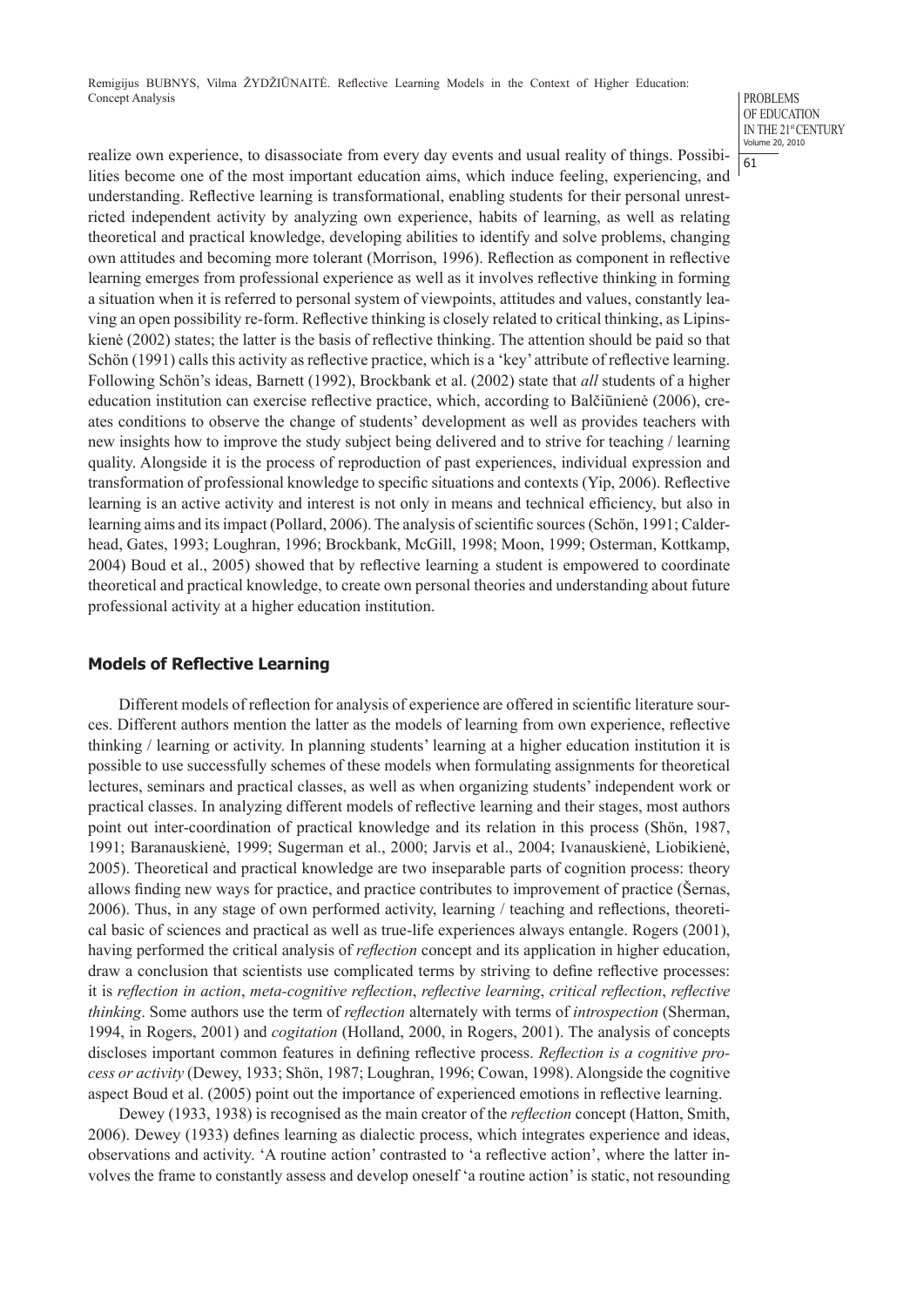realize own experience, to disassociate from every day events and usual reality of things. Possibilities become one of the most important education aims, which induce feeling, experiencing, and understanding. Reflective learning is transformational, enabling students for their personal unrestricted independent activity by analyzing own experience, habits of learning, as well as relating theoretical and practical knowledge, developing abilities to identify and solve problems, changing own attitudes and becoming more tolerant (Morrison, 1996). Reflection as component in reflective learning emerges from professional experience as well as it involves reflective thinking in forming a situation when it is referred to personal system of viewpoints, attitudes and values, constantly leaving an open possibility re-form. Reflective thinking is closely related to critical thinking, as Lipinskienė (2002) states; the latter is the basis of reflective thinking. The attention should be paid so that Schön (1991) calls this activity as reflective practice, which is a 'key' attribute of reflective learning. Following Schön's ideas, Barnett (1992), Brockbank et al. (2002) state that *all* students of a higher education institution can exercise reflective practice, which, according to Balčiūnienė (2006), creates conditions to observe the change of students' development as well as provides teachers with new insights how to improve the study subject being delivered and to strive for teaching / learning quality. Alongside it is the process of reproduction of past experiences, individual expression and transformation of professional knowledge to specific situations and contexts (Yip, 2006). Reflective learning is an active activity and interest is not only in means and technical efficiency, but also in learning aims and its impact (Pollard, 2006). The analysis of scientific sources (Schön, 1991; Calderhead, Gates, 1993; Loughran, 1996; Brockbank, McGill, 1998; Moon, 1999; Osterman, Kottkamp, 2004) Boud et al., 2005) showed that by reflective learning a student is empowered to coordinate theoretical and practical knowledge, to create own personal theories and understanding about future professional activity at a higher education institution.

## Models of Reflective Learning

Different models of reflection for analysis of experience are offered in scientific literature sources. Different authors mention the latter as the models of learning from own experience, reflective thinking / learning or activity. In planning students' learning at a higher education institution it is possible to use successfully schemes of these models when formulating assignments for theoretical lectures, seminars and practical classes, as well as when organizing students' independent work or practical classes. In analyzing different models of reflective learning and their stages, most authors point out inter-coordination of practical knowledge and its relation in this process (Shön, 1987, 1991; Baranauskienė, 1999; Sugerman et al., 2000; Jarvis et al., 2004; Ivanauskienė, Liobikienė, 2005). Theoretical and practical knowledge are two inseparable parts of cognition process: theory allows finding new ways for practice, and practice contributes to improvement of practice (Šernas, 2006). Thus, in any stage of own performed activity, learning / teaching and reflections, theoretical basic of sciences and practical as well as true-life experiences always entangle. Rogers (2001), having performed the critical analysis of *reflection* concept and its application in higher education, draw a conclusion that scientists use complicated terms by striving to define reflective processes: it is *reflection in action*, *meta-cognitive reflection*, *reflective learning*, *critical reflection*, *reflective thinking*. Some authors use the term of *reflection* alternately with terms of *introspection* (Sherman, 1994, in Rogers, 2001) and *cogitation* (Holland, 2000, in Rogers, 2001). The analysis of concepts discloses important common features in defining reflective process. *Reflection is a cognitive process or activity* (Dewey, 1933; Shön, 1987; Loughran, 1996; Cowan, 1998). Alongside the cognitive aspect Boud et al. (2005) point out the importance of experienced emotions in reflective learning.

Dewey (1933, 1938) is recognised as the main creator of the *reflection* concept (Hatton, Smith, 2006). Dewey (1933) defines learning as dialectic process, which integrates experience and ideas, observations and activity. 'A routine action' contrasted to 'a reflective action', where the latter involves the frame to constantly assess and develop oneself 'a routine action' is static, not resounding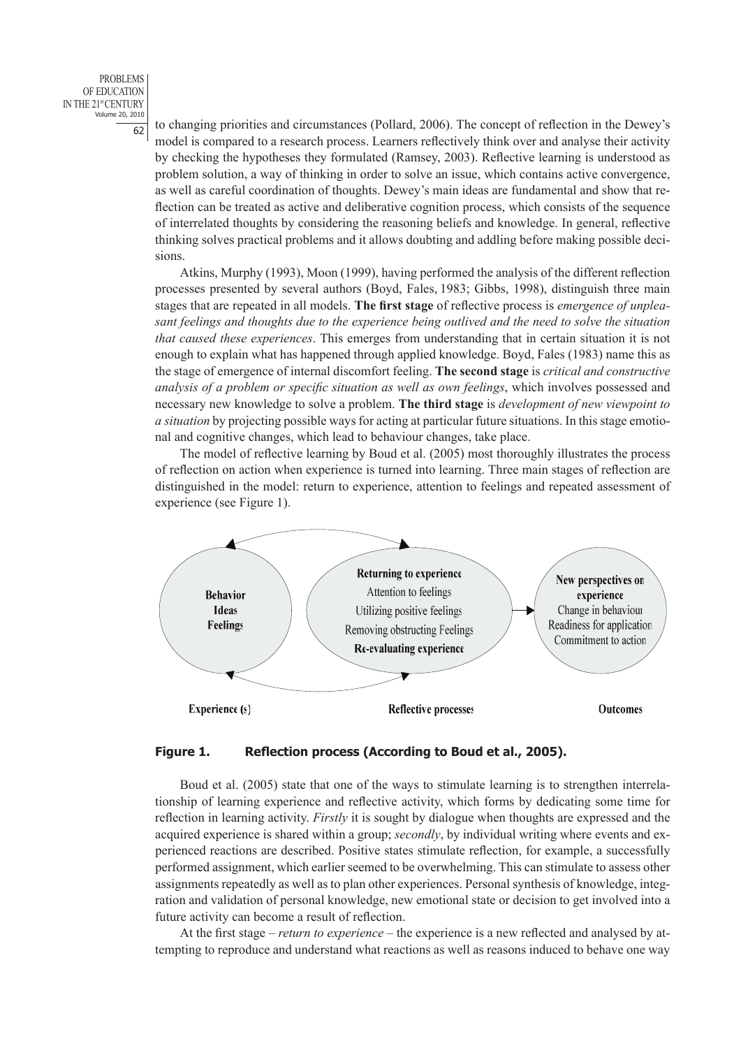to changing priorities and circumstances (Pollard, 2006). The concept of reflection in the Dewey's model is compared to a research process. Learners reflectively think over and analyse their activity by checking the hypotheses they formulated (Ramsey, 2003). Reflective learning is understood as problem solution, a way of thinking in order to solve an issue, which contains active convergence, as well as careful coordination of thoughts. Dewey's main ideas are fundamental and show that reflection can be treated as active and deliberative cognition process, which consists of the sequence of interrelated thoughts by considering the reasoning beliefs and knowledge. In general, reflective thinking solves practical problems and it allows doubting and addling before making possible decisions.

Atkins, Murphy (1993), Moon (1999), having performed the analysis of the different reflection processes presented by several authors (Boyd, Fales, 1983; Gibbs, 1998), distinguish three main stages that are repeated in all models. **The first stage** of reflective process is *emergence of unpleasant feelings and thoughts due to the experience being outlived and the need to solve the situation that caused these experiences*. This emerges from understanding that in certain situation it is not enough to explain what has happened through applied knowledge. Boyd, Fales (1983) name this as the stage of emergence of internal discomfort feeling. **The second stage** is *critical and constructive analysis of a problem or specific situation as well as own feelings*, which involves possessed and necessary new knowledge to solve a problem. **The third stage** is *development of new viewpoint to a situation* by projecting possible ways for acting at particular future situations. In this stage emotional and cognitive changes, which lead to behaviour changes, take place.

The model of reflective learning by Boud et al. (2005) most thoroughly illustrates the process of reflection on action when experience is turned into learning. Three main stages of reflection are distinguished in the model: return to experience, attention to feelings and repeated assessment of experience (see Figure 1).

**Figure 1. Reflection process (According to Boud et al., 2005).**

Boud et al. (2005) state that one of the ways to stimulate learning is to strengthen interrelationship of learning experience and reflective activity, which forms by dedicating some time for reflection in learning activity. *Firstly* it is sought by dialogue when thoughts are expressed and the acquired experience is shared within a group; *secondly*, by individual writing where events and experienced reactions are described. Positive states stimulate reflection, for example, a successfully performed assignment, which earlier seemed to be overwhelming. This can stimulate to assess other assignments repeatedly as well as to plan other experiences. Personal synthesis of knowledge, integration and validation of personal knowledge, new emotional state or decision to get involved into a future activity can become a result of reflection.

At the first stage – *return to experience* – the experience is a new reflected and analysed by attempting to reproduce and understand what reactions as well as reasons induced to behave one way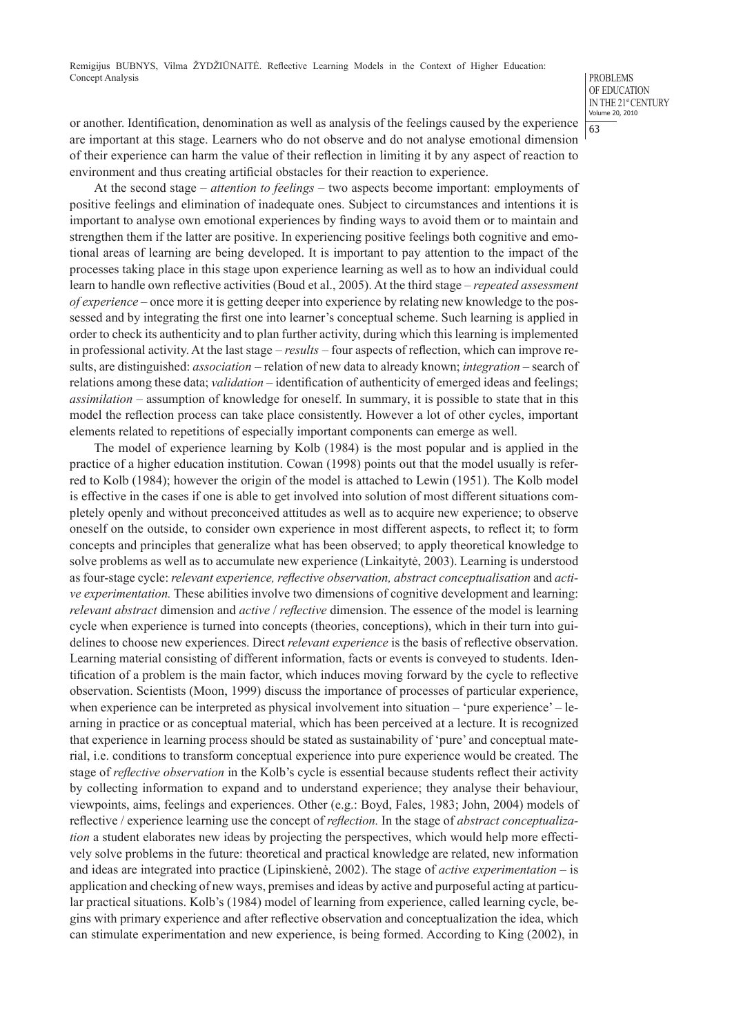or another. Identification, denomination as well as analysis of the feelings caused by the experience are important at this stage. Learners who do not observe and do not analyse emotional dimension of their experience can harm the value of their reflection in limiting it by any aspect of reaction to environment and thus creating artificial obstacles for their reaction to experience.

At the second stage – *attention to feelings* – two aspects become important: employments of positive feelings and elimination of inadequate ones. Subject to circumstances and intentions it is important to analyse own emotional experiences by finding ways to avoid them or to maintain and strengthen them if the latter are positive. In experiencing positive feelings both cognitive and emotional areas of learning are being developed. It is important to pay attention to the impact of the processes taking place in this stage upon experience learning as well as to how an individual could learn to handle own reflective activities (Boud et al., 2005). At the third stage – *repeated assessment of experience* – once more it is getting deeper into experience by relating new knowledge to the possessed and by integrating the first one into learner's conceptual scheme. Such learning is applied in order to check its authenticity and to plan further activity, during which this learning is implemented in professional activity. At the last stage – *results* – four aspects of reflection, which can improve results, are distinguished: *association* – relation of new data to already known; *integration* – search of relations among these data; *validation* – identification of authenticity of emerged ideas and feelings; *assimilation* – assumption of knowledge for oneself. In summary, it is possible to state that in this model the reflection process can take place consistently. However a lot of other cycles, important elements related to repetitions of especially important components can emerge as well.

The model of experience learning by Kolb (1984) is the most popular and is applied in the practice of a higher education institution. Cowan (1998) points out that the model usually is referred to Kolb (1984); however the origin of the model is attached to Lewin (1951). The Kolb model is effective in the cases if one is able to get involved into solution of most different situations completely openly and without preconceived attitudes as well as to acquire new experience; to observe oneself on the outside, to consider own experience in most different aspects, to reflect it; to form concepts and principles that generalize what has been observed; to apply theoretical knowledge to solve problems as well as to accumulate new experience (Linkaitytė, 2003). Learning is understood as four-stage cycle: *relevant experience, reflective observation, abstract conceptualisation* and *active experimentation.* These abilities involve two dimensions of cognitive development and learning: *relevant abstract* dimension and *active* / *reflective* dimension. The essence of the model is learning cycle when experience is turned into concepts (theories, conceptions), which in their turn into guidelines to choose new experiences. Direct *relevant experience* is the basis of reflective observation. Learning material consisting of different information, facts or events is conveyed to students. Identification of a problem is the main factor, which induces moving forward by the cycle to reflective observation. Scientists (Moon, 1999) discuss the importance of processes of particular experience, when experience can be interpreted as physical involvement into situation – 'pure experience' – learning in practice or as conceptual material, which has been perceived at a lecture. It is recognized that experience in learning process should be stated as sustainability of 'pure' and conceptual material, i.e. conditions to transform conceptual experience into pure experience would be created. The stage of *reflective observation* in the Kolb's cycle is essential because students reflect their activity by collecting information to expand and to understand experience; they analyse their behaviour, viewpoints, aims, feelings and experiences. Other (e.g.: Boyd, Fales, 1983; John, 2004) models of reflective / experience learning use the concept of *reflection.* In the stage of *abstract conceptualization* a student elaborates new ideas by projecting the perspectives, which would help more effectively solve problems in the future: theoretical and practical knowledge are related, new information and ideas are integrated into practice (Lipinskienė, 2002). The stage of *active experimentation* – is application and checking of new ways, premises and ideas by active and purposeful acting at particular practical situations. Kolb's (1984) model of learning from experience, called learning cycle, begins with primary experience and after reflective observation and conceptualization the idea, which can stimulate experimentation and new experience, is being formed. According to King (2002), in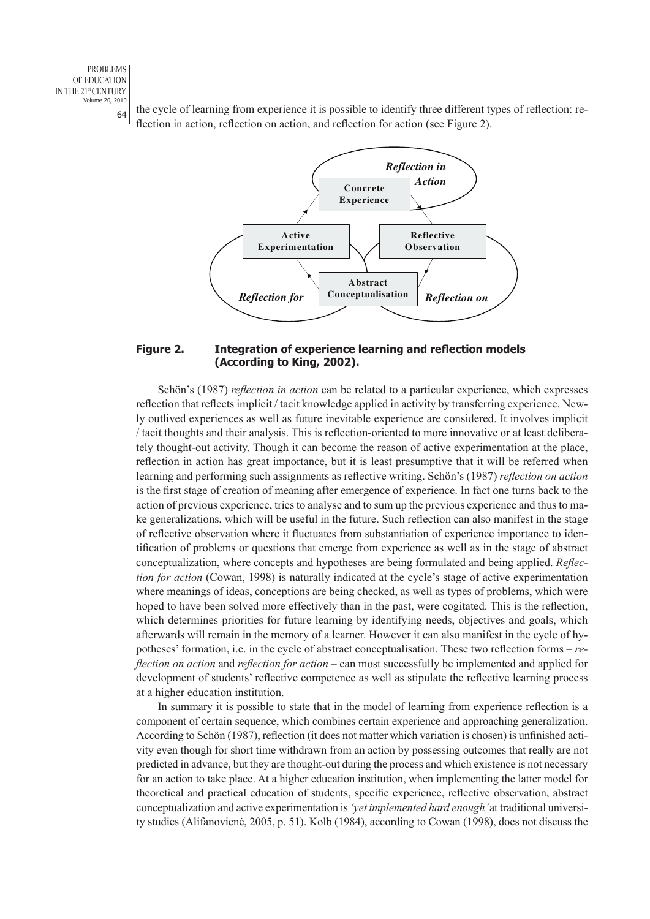the cycle of learning from experience it is possible to identify three different types of reflection: reflection in action, reflection on action, and reflection for action (see Figure 2).

**Figure 2. Integration of experience learning and reflection models (According to King, 2002).**

Schön's (1987) *reflection in action* can be related to a particular experience, which expresses reflection that reflects implicit / tacit knowledge applied in activity by transferring experience. Newly outlived experiences as well as future inevitable experience are considered. It involves implicit / tacit thoughts and their analysis. This is reflection-oriented to more innovative or at least deliberately thought-out activity. Though it can become the reason of active experimentation at the place, reflection in action has great importance, but it is least presumptive that it will be referred when learning and performing such assignments as reflective writing. Schön's (1987) *reflection on action* is the first stage of creation of meaning after emergence of experience. In fact one turns back to the action of previous experience, tries to analyse and to sum up the previous experience and thus to make generalizations, which will be useful in the future. Such reflection can also manifest in the stage of reflective observation where it fluctuates from substantiation of experience importance to identification of problems or questions that emerge from experience as well as in the stage of abstract conceptualization, where concepts and hypotheses are being formulated and being applied. *Reflection for action* (Cowan, 1998) is naturally indicated at the cycle's stage of active experimentation where meanings of ideas, conceptions are being checked, as well as types of problems, which were hoped to have been solved more effectively than in the past, were cogitated. This is the reflection, which determines priorities for future learning by identifying needs, objectives and goals, which afterwards will remain in the memory of a learner. However it can also manifest in the cycle of hypotheses' formation, i.e. in the cycle of abstract conceptualisation. These two reflection forms – *reflection on action* and *reflection for action* – can most successfully be implemented and applied for development of students' reflective competence as well as stipulate the reflective learning process at a higher education institution.

In summary it is possible to state that in the model of learning from experience reflection is a component of certain sequence, which combines certain experience and approaching generalization. According to Schön (1987), reflection (it does not matter which variation is chosen) is unfinished activity even though for short time withdrawn from an action by possessing outcomes that really are not predicted in advance, but they are thought-out during the process and which existence is not necessary for an action to take place. At a higher education institution, when implementing the latter model for theoretical and practical education of students, specific experience, reflective observation, abstract conceptualization and active experimentation is *'yet implemented hard enough'* at traditional university studies (Alifanovienė, 2005, p. 51). Kolb (1984), according to Cowan (1998), does not discuss the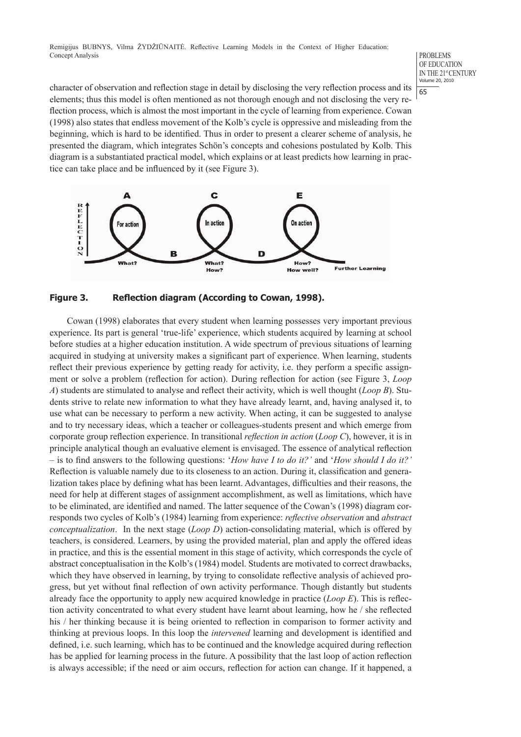character of observation and reflection stage in detail by disclosing the very reflection process and its elements; thus this model is often mentioned as not thorough enough and not disclosing the very reflection process, which is almost the most important in the cycle of learning from experience. Cowan (1998) also states that endless movement of the Kolb's cycle is oppressive and misleading from the beginning, which is hard to be identified. Thus in order to present a clearer scheme of analysis, he presented the diagram, which integrates Schön's concepts and cohesions postulated by Kolb. This diagram is a substantiated practical model, which explains or at least predicts how learning in practice can take place and be influenced by it (see Figure 3).

**Figure 3. Reflection diagram (According to Cowan, 1998).**

Cowan (1998) elaborates that every student when learning possesses very important previous experience. Its part is general 'true-life' experience, which students acquired by learning at school before studies at a higher education institution. A wide spectrum of previous situations of learning acquired in studying at university makes a significant part of experience. When learning, students reflect their previous experience by getting ready for activity, i.e. they perform a specific assignment or solve a problem (reflection for action). During reflection for action (see Figure 3, *Loop A*) students are stimulated to analyse and reflect their activity, which is well thought (*Loop B*). Students strive to relate new information to what they have already learnt, and, having analysed it, to use what can be necessary to perform a new activity. When acting, it can be suggested to analyse and to try necessary ideas, which a teacher or colleagues-students present and which emerge from corporate group reflection experience. In transitional *reflection in action* (*Loop C*), however, it is in principle analytical though an evaluative element is envisaged. The essence of analytical reflection – is to find answers to the following questions: '*How have I to do it?'* and '*How should I do it?'* Reflection is valuable namely due to its closeness to an action. During it, classification and generalization takes place by defining what has been learnt. Advantages, difficulties and their reasons, the need for help at different stages of assignment accomplishment, as well as limitations, which have to be eliminated, are identified and named. The latter sequence of the Cowan's (1998) diagram corresponds two cycles of Kolb's (1984) learning from experience: *reflective observation* and *abstract conceptualization*. In the next stage (*Loop D*) action-consolidating material, which is offered by teachers, is considered. Learners, by using the provided material, plan and apply the offered ideas in practice, and this is the essential moment in this stage of activity, which corresponds the cycle of abstract conceptualisation in the Kolb's (1984) model. Students are motivated to correct drawbacks, which they have observed in learning, by trying to consolidate reflective analysis of achieved progress, but yet without final reflection of own activity performance. Though distantly but students already face the opportunity to apply new acquired knowledge in practice (*Loop E*). This is reflection activity concentrated to what every student have learnt about learning, how he / she reflected his / her thinking because it is being oriented to reflection in comparison to former activity and thinking at previous loops. In this loop the *intervened* learning and development is identified and defined, i.e. such learning, which has to be continued and the knowledge acquired during reflection has be applied for learning process in the future. A possibility that the last loop of action reflection is always accessible; if the need or aim occurs, reflection for action can change. If it happened, a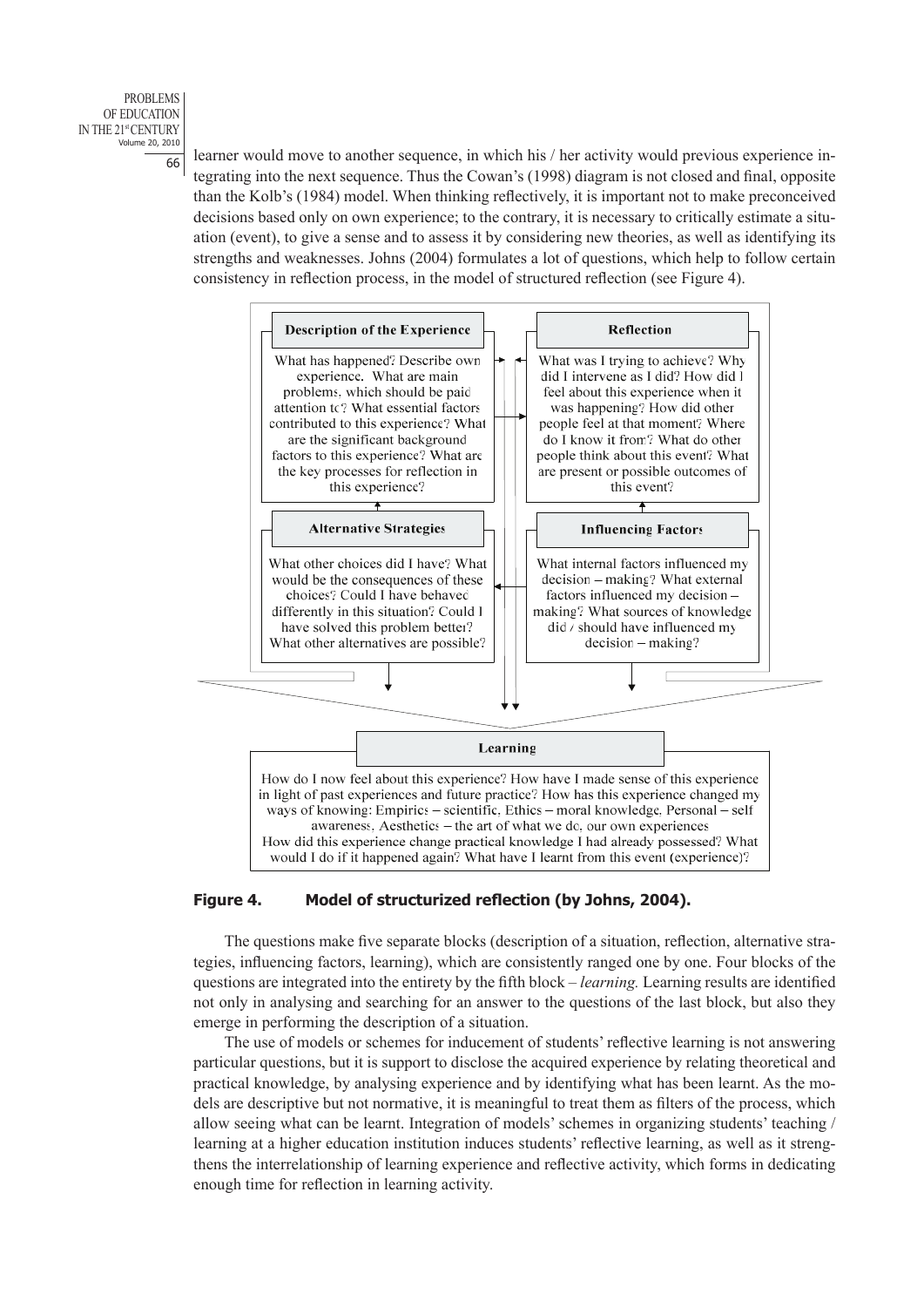learner would move to another sequence, in which his / her activity would previous experience integrating into the next sequence. Thus the Cowan's (1998) diagram is not closed and final, opposite than the Kolb's (1984) model. When thinking reflectively, it is important not to make preconceived decisions based only on own experience; to the contrary, it is necessary to critically estimate a situation (event), to give a sense and to assess it by considering new theories, as well as identifying its strengths and weaknesses. Johns (2004) formulates a lot of questions, which help to follow certain consistency in reflection process, in the model of structured reflection (see Figure 4).

**Description of the Experience**

What has happened? Describe own experience. What are main problems, which should be paid attention to? What essential factors contributed to this experience? What are the significant background factors to this experience? What are the key processes for reflection in this experience?

**Reflection**

What was I trying to achieve? Why did I intervene as I did? How did I feel about this experience when it was happening? How did other people feel at that moment? Where do I know it from? What do other people think about this event? What are present or possible outcomes of this event?

**Alternative Strategies**

What other choices did I have? What would be the consequences of these choices? Could I have behaved differently in this situation? Could I have solved this problem better? What other alternatives are possible?

**Influencing Factors**

What internal factors influenced my decision – making? What external factors influenced my decision – making? What sources of knowledge did / should have influenced my decision – making?

**Learning**

How do I now feel about this experience? How have I made sense of this experience in light of past experiences and future practice? How has this experience changed my ways of knowing: Empirics – scientific. Ethics – moral knowledge. Personal – self awareness. Aesthetics – the art of what we do, our own experiences. How did this experience change practical knowledge I had already possessed? What would I do if it happened again? What have I learnt from this event (experience)?

**Figure 4. Model of structurized reflection (by Johns, 2004).**

The questions make five separate blocks (description of a situation, reflection, alternative strategies, influencing factors, learning), which are consistently ranged one by one. Four blocks of the questions are integrated into the entirety by the fifth block – *learning.* Learning results are identified not only in analysing and searching for an answer to the questions of the last block, but also they emerge in performing the description of a situation.

The use of models or schemes for inducement of students' reflective learning is not answering particular questions, but it is support to disclose the acquired experience by relating theoretical and practical knowledge, by analysing experience and by identifying what has been learnt. As the models are descriptive but not normative, it is meaningful to treat them as filters of the process, which allow seeing what can be learnt. Integration of models' schemes in organizing students' teaching / learning at a higher education institution induces students' reflective learning, as well as it strengthens the interrelationship of learning experience and reflective activity, which forms in dedicating enough time for reflection in learning activity.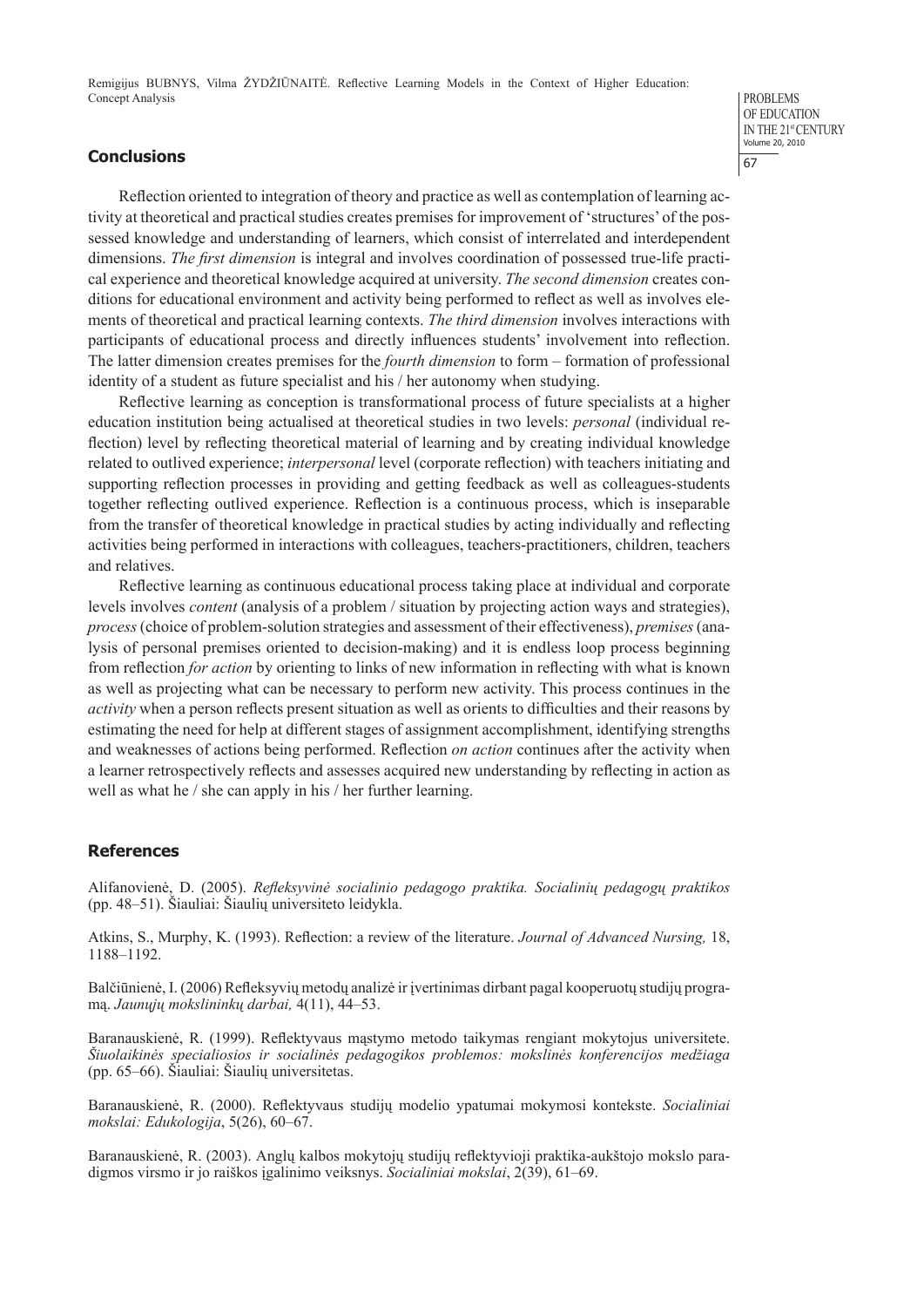## Conclusions

Reflection oriented to integration of theory and practice as well as contemplation of learning activity at theoretical and practical studies creates premises for improvement of 'structures' of the possessed knowledge and understanding of learners, which consist of interrelated and interdependent dimensions. *The first dimension* is integral and involves coordination of possessed true-life practical experience and theoretical knowledge acquired at university. *The second dimension* creates conditions for educational environment and activity being performed to reflect as well as involves elements of theoretical and practical learning contexts. *The third dimension* involves interactions with participants of educational process and directly influences students' involvement into reflection. The latter dimension creates premises for the *fourth dimension* to form – formation of professional identity of a student as future specialist and his / her autonomy when studying.

Reflective learning as conception is transformational process of future specialists at a higher education institution being actualised at theoretical studies in two levels: *personal* (individual reflection) level by reflecting theoretical material of learning and by creating individual knowledge related to outlived experience; *interpersonal* level (corporate reflection) with teachers initiating and supporting reflection processes in providing and getting feedback as well as colleagues-students together reflecting outlived experience. Reflection is a continuous process, which is inseparable from the transfer of theoretical knowledge in practical studies by acting individually and reflecting activities being performed in interactions with colleagues, teachers-practitioners, children, teachers and relatives.

Reflective learning as continuous educational process taking place at individual and corporate levels involves *content* (analysis of a problem / situation by projecting action ways and strategies), *process* (choice of problem-solution strategies and assessment of their effectiveness), *premises* (analysis of personal premises oriented to decision-making) and it is endless loop process beginning from reflection *for action* by orienting to links of new information in reflecting with what is known as well as projecting what can be necessary to perform new activity. This process continues in the *activity* when a person reflects present situation as well as orients to difficulties and their reasons by estimating the need for help at different stages of assignment accomplishment, identifying strengths and weaknesses of actions being performed. Reflection *on action* continues after the activity when a learner retrospectively reflects and assesses acquired new understanding by reflecting in action as well as what he / she can apply in his / her further learning.

## References

Alifanovienė, D. (2005). *Refleksyvinė socialinio pedagogo praktika. Socialinių pedagogų praktikos* (pp. 48–51). Šiauliai: Šiaulių universiteto leidykla.

Atkins, S., Murphy, K. (1993). Reflection: a review of the literature. *Journal of Advanced Nursing,* 18, 1188–1192.

Balčiūnienė, I. (2006) Refleksyvių metodų analizė ir įvertinimas dirbant pagal kooperuotų studijų programą. *Jaunųjų mokslininkų darbai,* 4(11), 44–53.

Baranauskienė, R. (1999). Reflektyvaus mąstymo metodo taikymas rengiant mokytojus universitete. *Šiuolaikinės specialiosios ir socialinės pedagogikos problemos: mokslinės konferencijos medžiaga* (pp. 65–66). Šiauliai: Šiaulių universitetas.

Baranauskienė, R. (2000). Reflektyvaus studijų modelio ypatumai mokymosi kontekste. *Socialiniai mokslai: Edukologija*, 5(26), 60–67.

Baranauskienė, R. (2003). Anglų kalbos mokytojų studijų reflektyvioji praktika-aukštojo mokslo paradigmos virsmo ir jo raiškos įgalinimo veiksnys. *Socialiniai mokslai*, 2(39), 61–69.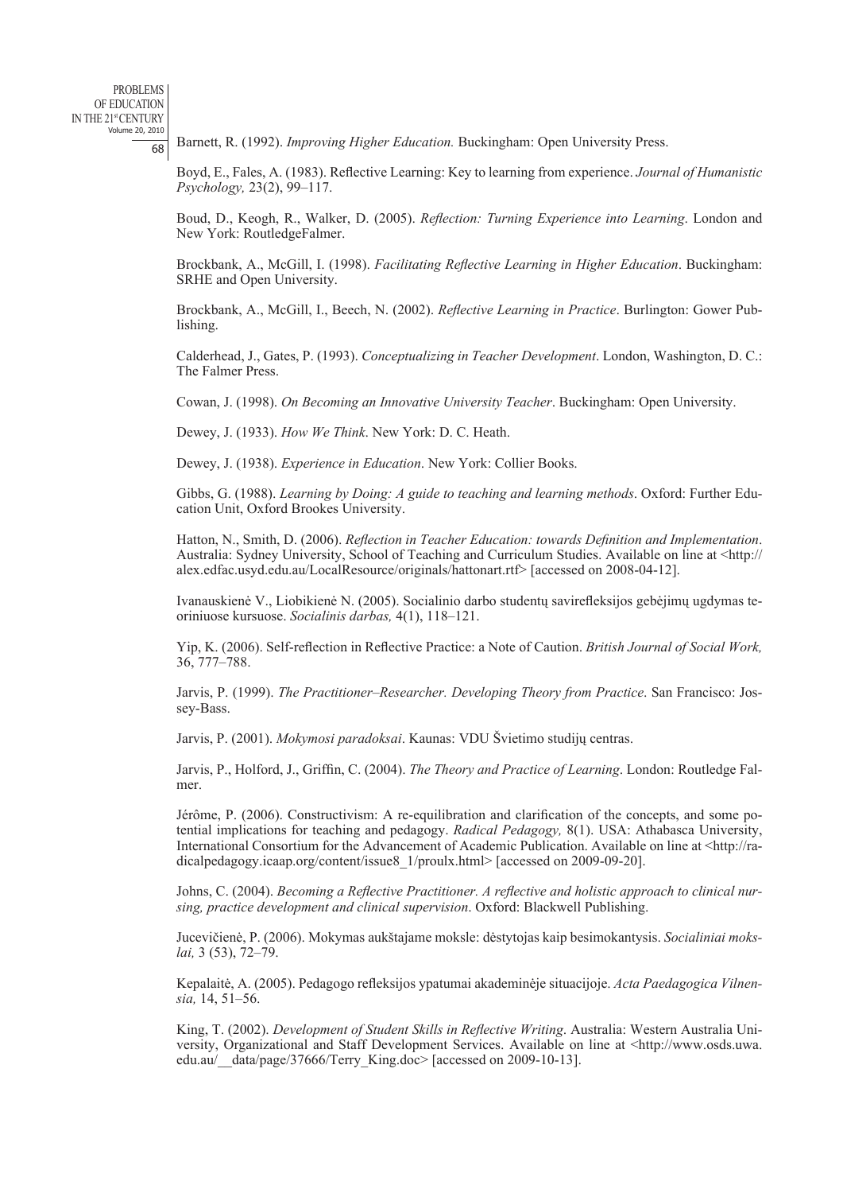Barnett, R. (1992). *Improving Higher Education.* Buckingham: Open University Press.

Boyd, E., Fales, A. (1983). Reflective Learning: Key to learning from experience. *Journal of Humanistic Psychology,* 23(2), 99–117.

Boud, D., Keogh, R., Walker, D. (2005). *Reflection: Turning Experience into Learning*. London and New York: RoutledgeFalmer.

Brockbank, A., McGill, I. (1998). *Facilitating Reflective Learning in Higher Education*. Buckingham: SRHE and Open University.

Brockbank, A., McGill, I., Beech, N. (2002). *Reflective Learning in Practice*. Burlington: Gower Publishing.

Calderhead, J., Gates, P. (1993). *Conceptualizing in Teacher Development*. London, Washington, D. C.: The Falmer Press.

Cowan, J. (1998). *On Becoming an Innovative University Teacher*. Buckingham: Open University.

Dewey, J. (1933). *How We Think*. New York: D. C. Heath.

Dewey, J. (1938). *Experience in Education*. New York: Collier Books.

Gibbs, G. (1988). *Learning by Doing: A guide to teaching and learning methods*. Oxford: Further Education Unit, Oxford Brookes University.

Hatton, N., Smith, D. (2006). *Reflection in Teacher Education: towards Definition and Implementation*. Australia: Sydney University, School of Teaching and Curriculum Studies. Available on line at <http://alex.edfac.usyd.edu.au/LocalResource/originals/hattonart.rtf> [accessed on 2008-04-12].

Ivanauskienė V., Liobikienė N. (2005). Socialinio darbo studentų savirefleksijos gebėjimų ugdymas teoriniuose kursuose. *Socialinis darbas,* 4(1), 118–121.

Yip, K. (2006). Self-reflection in Reflective Practice: a Note of Caution. *British Journal of Social Work,* 36, 777–788.

Jarvis, P. (1999). *The Practitioner–Researcher. Developing Theory from Practice*. San Francisco: Jossey-Bass.

Jarvis, P. (2001). *Mokymosi paradoksai*. Kaunas: VDU Švietimo studijų centras.

Jarvis, P., Holford, J., Griffin, C. (2004). *The Theory and Practice of Learning*. London: Routledge Falmer.

Jérôme, P. (2006). Constructivism: A re-equilibration and clarification of the concepts, and some potential implications for teaching and pedagogy. *Radical Pedagogy,* 8(1). USA: Athabasca University, International Consortium for the Advancement of Academic Publication. Available on line at <http://radicalpedagogy.icaap.org/content/issue8_1/proulx.html> [accessed on 2009-09-20].

Johns, C. (2004). *Becoming a Reflective Practitioner. A reflective and holistic approach to clinical nursing, practice development and clinical supervision*. Oxford: Blackwell Publishing.

Jucevičienė, P. (2006). Mokymas aukštajame moksle: dėstytojas kaip besimokantysis. *Socialiniai mokslai,* 3 (53), 72–79.

Kepalaitė, A. (2005). Pedagogo refleksijos ypatumai akademinėje situacijoje. *Acta Paedagogica Vilnensia,* 14, 51–56.

King, T. (2002). *Development of Student Skills in Reflective Writing*. Australia: Western Australia University, Organizational and Staff Development Services. Available on line at <http://www.osds.uwa.edu.au/__data/page/37666/Terry_King.doc> [accessed on 2009-10-13].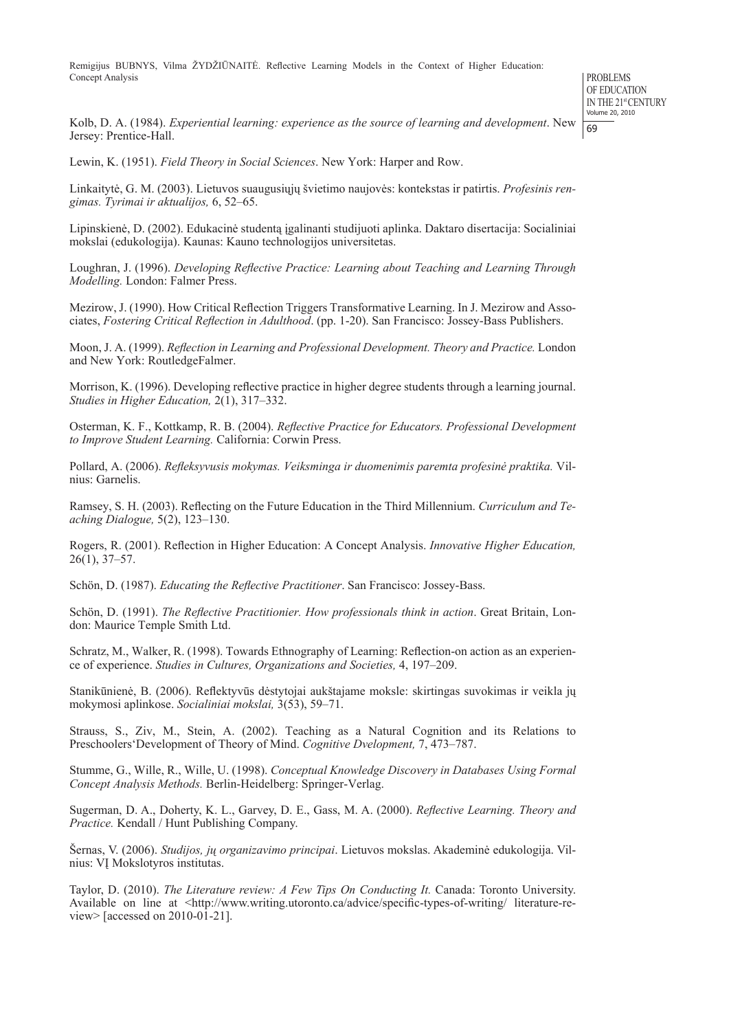Kolb, D. A. (1984). *Experiential learning: experience as the source of learning and development*. New Jersey: Prentice-Hall.

Lewin, K. (1951). *Field Theory in Social Sciences*. New York: Harper and Row.

Linkaitytė, G. M. (2003). Lietuvos suaugusiųjų švietimo naujovės: kontekstas ir patirtis. *Profesinis rengimas. Tyrimai ir aktualijos,* 6, 52–65.

Lipinskienė, D. (2002). Edukacinė studentą įgalinanti studijuoti aplinka. Daktaro disertacija: Socialiniai mokslai (edukologija). Kaunas: Kauno technologijos universitetas.

Loughran, J. (1996). *Developing Reflective Practice: Learning about Teaching and Learning Through Modelling.* London: Falmer Press.

Mezirow, J. (1990). How Critical Reflection Triggers Transformative Learning. In J. Mezirow and Associates, *Fostering Critical Reflection in Adulthood*. (pp. 1-20). San Francisco: Jossey-Bass Publishers.

Moon, J. A. (1999). *Reflection in Learning and Professional Development. Theory and Practice.* London and New York: RoutledgeFalmer.

Morrison, K. (1996). Developing reflective practice in higher degree students through a learning journal. *Studies in Higher Education,* 2(1), 317–332.

Osterman, K. F., Kottkamp, R. B. (2004). *Reflective Practice for Educators. Professional Development to Improve Student Learning.* California: Corwin Press.

Pollard, A. (2006). *Refleksyvusis mokymas. Veiksminga ir duomenimis paremta profesinė praktika.* Vilnius: Garnelis.

Ramsey, S. H. (2003). Reflecting on the Future Education in the Third Millennium. *Curriculum and Teaching Dialogue,* 5(2), 123–130.

Rogers, R. (2001). Reflection in Higher Education: A Concept Analysis. *Innovative Higher Education,* 26(1), 37–57.

Schön, D. (1987). *Educating the Reflective Practitioner*. San Francisco: Jossey-Bass.

Schön, D. (1991). *The Reflective Practitionier. How professionals think in action*. Great Britain, London: Maurice Temple Smith Ltd.

Schratz, M., Walker, R. (1998). Towards Ethnography of Learning: Reflection-on action as an experience of experience. *Studies in Cultures, Organizations and Societies,* 4, 197–209.

Stanikūnienė, B. (2006). Reflektyvūs dėstytojai aukštajame moksle: skirtingas suvokimas ir veikla jų mokymosi aplinkose. *Socialiniai mokslai,* 3(53), 59–71.

Strauss, S., Ziv, M., Stein, A. (2002). Teaching as a Natural Cognition and its Relations to Preschoolers'Development of Theory of Mind. *Cognitive Dvelopment,* 7, 473–787.

Stumme, G., Wille, R., Wille, U. (1998). *Conceptual Knowledge Discovery in Databases Using Formal Concept Analysis Methods.* Berlin-Heidelberg: Springer-Verlag.

Sugerman, D. A., Doherty, K. L., Garvey, D. E., Gass, M. A. (2000). *Reflective Learning. Theory and Practice.* Kendall / Hunt Publishing Company.

Šernas, V. (2006). *Studijos, jų organizavimo principai*. Lietuvos mokslas. Akademinė edukologija. Vilnius: VĮ Mokslotyros institutas.

Taylor, D. (2010). *The Literature review: A Few Tips On Conducting It.* Canada: Toronto University. Available on line at <http://www.writing.utoronto.ca/advice/specific-types-of-writing/ literature-review> [accessed on 2010-01-21].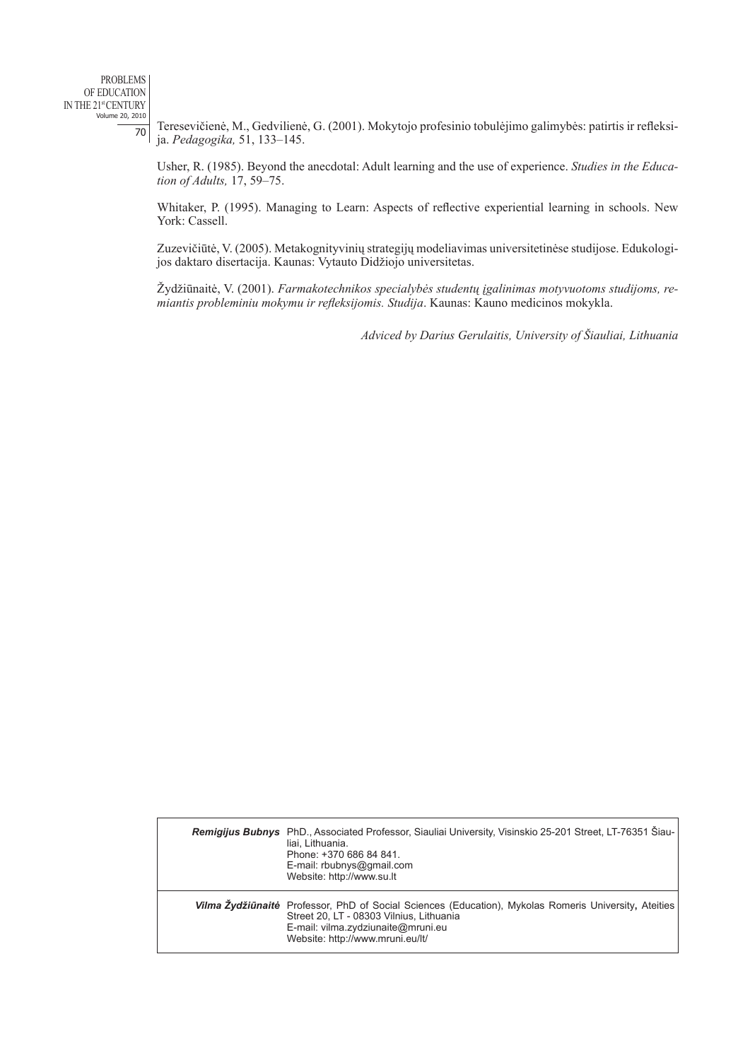Teresevičienė, M., Gedvilienė, G. (2001). Mokytojo profesinio tobulėjimo galimybės: patirtis ir refleksija. *Pedagogika,* 51, 133–145.

Usher, R. (1985). Beyond the anecdotal: Adult learning and the use of experience. *Studies in the Education of Adults,* 17, 59–75.

Whitaker, P. (1995). Managing to Learn: Aspects of reflective experiential learning in schools. New York: Cassell.

Zuzevičiūtė, V. (2005). Metakognityvinių strategijų modeliavimas universitetinėse studijose. Edukologijos daktaro disertacija. Kaunas: Vytauto Didžiojo universitetas.

Žydžiūnaitė, V. (2001). *Farmakotechnikos specialybės studentų įgalinimas motyvuotoms studijoms, remiantis probleminiu mokymu ir refleksijomis. Studija*. Kaunas: Kauno medicinos mokykla.

*Adviced by Darius Gerulaitis, University of Šiauliai, Lithuania*

| | |
|---|---|
| ***Remigijus Bubnys*** | PhD., Associated Professor, Siauliai University, Visinskio 25-201 Street, LT-76351 Šiauliai, Lithuania.<br>Phone: +370 686 84 841.<br>E-mail: rbubnys@gmail.com<br>Website: http://www.su.lt |
| ***Vilma Žydžiūnaitė*** | Professor, PhD of Social Sciences (Education), Mykolas Romeris University, Ateities Street 20, LT - 08303 Vilnius, Lithuania<br>E-mail: vilma.zydziunaite@mruni.eu<br>Website: http://www.mruni.eu/lt/ |